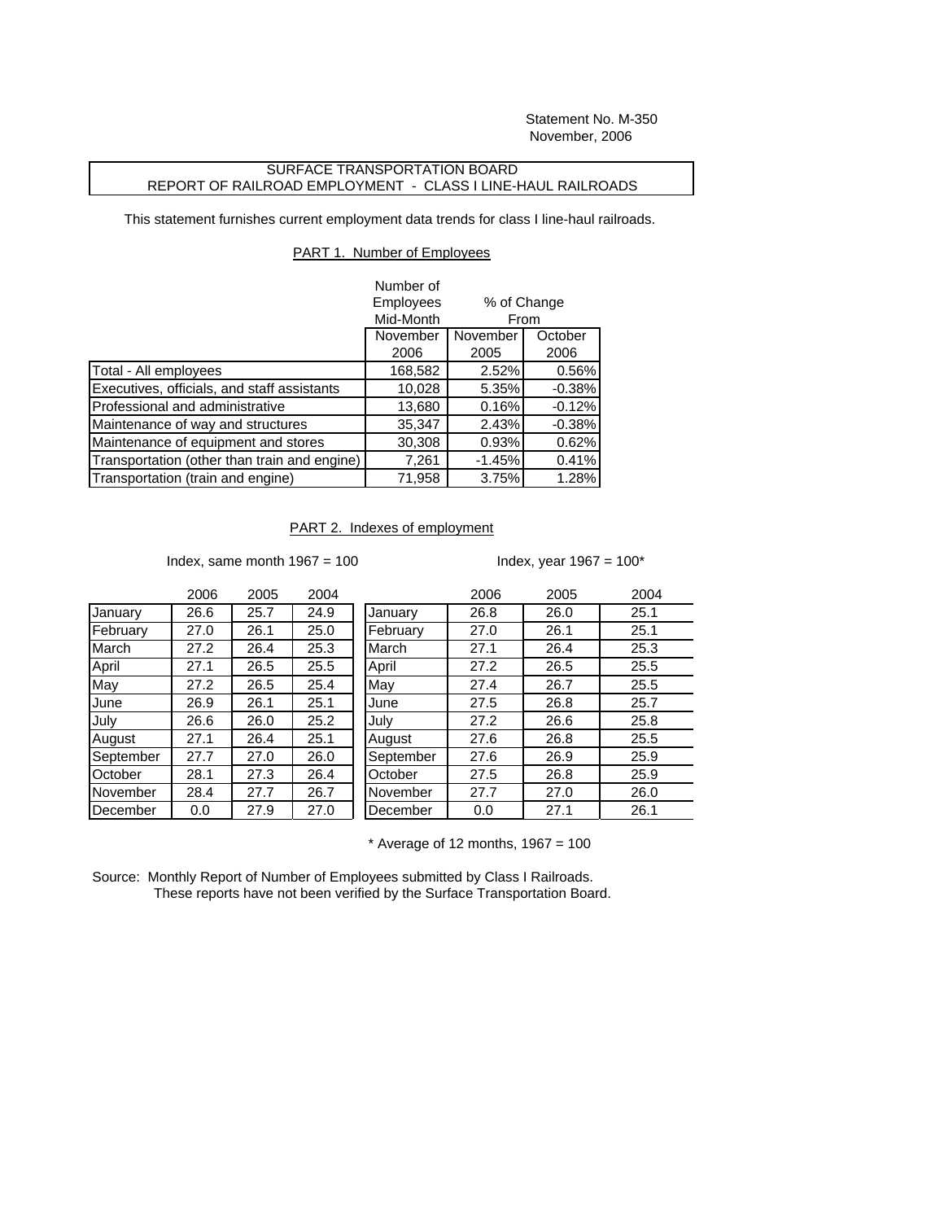Statement No. M-350
November, 2006

**SURFACE TRANSPORTATION BOARD**
**REPORT OF RAILROAD EMPLOYMENT - CLASS I LINE-HAUL RAILROADS**

This statement furnishes current employment data trends for class I line-haul railroads.

## PART 1. Number of Employees

| | Number of Employees Mid-Month | % of Change From | |
|---|---|---|---|
| | November 2006 | November 2005 | October 2006 |
| Total - All employees | 168,582 | 2.52% | 0.56% |
| Executives, officials, and staff assistants | 10,028 | 5.35% | -0.38% |
| Professional and administrative | 13,680 | 0.16% | -0.12% |
| Maintenance of way and structures | 35,347 | 2.43% | -0.38% |
| Maintenance of equipment and stores | 30,308 | 0.93% | 0.62% |
| Transportation (other than train and engine) | 7,261 | -1.45% | 0.41% |
| Transportation (train and engine) | 71,958 | 3.75% | 1.28% |

## PART 2. Indexes of employment

Index, same month 1967 = 100

| | 2006 | 2005 | 2004 |
|---|---|---|---|
| January | 26.6 | 25.7 | 24.9 |
| February | 27.0 | 26.1 | 25.0 |
| March | 27.2 | 26.4 | 25.3 |
| April | 27.1 | 26.5 | 25.5 |
| May | 27.2 | 26.5 | 25.4 |
| June | 26.9 | 26.1 | 25.1 |
| July | 26.6 | 26.0 | 25.2 |
| August | 27.1 | 26.4 | 25.1 |
| September | 27.7 | 27.0 | 26.0 |
| October | 28.1 | 27.3 | 26.4 |
| November | 28.4 | 27.7 | 26.7 |
| December | 0.0 | 27.9 | 27.0 |

Index, year 1967 = 100*

| | 2006 | 2005 | 2004 |
|---|---|---|---|
| January | 26.8 | 26.0 | 25.1 |
| February | 27.0 | 26.1 | 25.1 |
| March | 27.1 | 26.4 | 25.3 |
| April | 27.2 | 26.5 | 25.5 |
| May | 27.4 | 26.7 | 25.5 |
| June | 27.5 | 26.8 | 25.7 |
| July | 27.2 | 26.6 | 25.8 |
| August | 27.6 | 26.8 | 25.5 |
| September | 27.6 | 26.9 | 25.9 |
| October | 27.5 | 26.8 | 25.9 |
| November | 27.7 | 27.0 | 26.0 |
| December | 0.0 | 27.1 | 26.1 |

\* Average of 12 months, 1967 = 100

Source: Monthly Report of Number of Employees submitted by Class I Railroads.
These reports have not been verified by the Surface Transportation Board.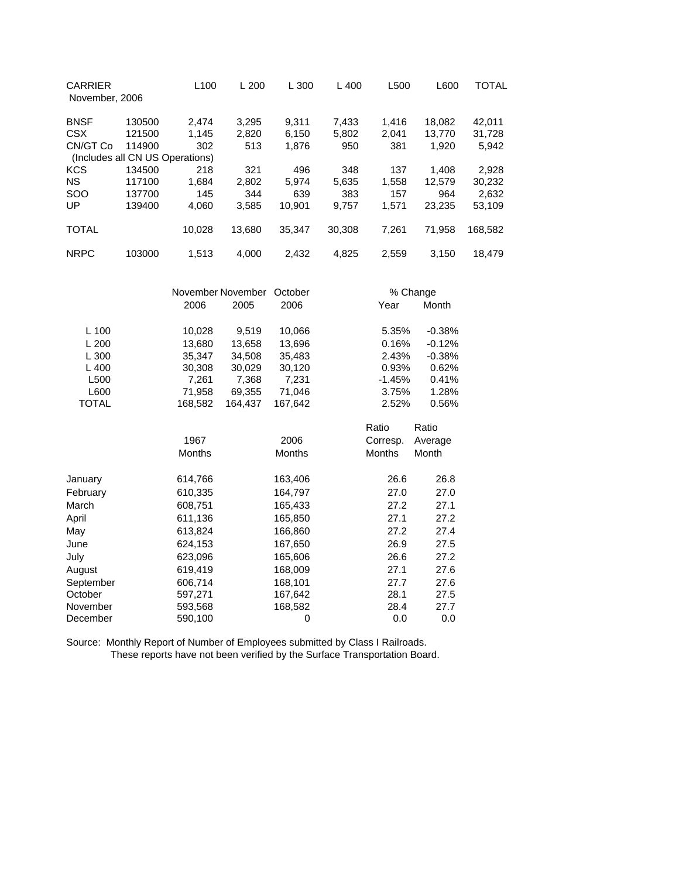| CARRIER November, 2006 | | L100 | L 200 | L 300 | L 400 | L500 | L600 | TOTAL |
|---|---|---|---|---|---|---|---|---|
| BNSF | 130500 | 2,474 | 3,295 | 9,311 | 7,433 | 1,416 | 18,082 | 42,011 |
| CSX | 121500 | 1,145 | 2,820 | 6,150 | 5,802 | 2,041 | 13,770 | 31,728 |
| CN/GT Co (Includes all CN US Operations) | 114900 | 302 | 513 | 1,876 | 950 | 381 | 1,920 | 5,942 |
| KCS | 134500 | 218 | 321 | 496 | 348 | 137 | 1,408 | 2,928 |
| NS | 117100 | 1,684 | 2,802 | 5,974 | 5,635 | 1,558 | 12,579 | 30,232 |
| SOO | 137700 | 145 | 344 | 639 | 383 | 157 | 964 | 2,632 |
| UP | 139400 | 4,060 | 3,585 | 10,901 | 9,757 | 1,571 | 23,235 | 53,109 |
| TOTAL | | 10,028 | 13,680 | 35,347 | 30,308 | 7,261 | 71,958 | 168,582 |
| NRPC | 103000 | 1,513 | 4,000 | 2,432 | 4,825 | 2,559 | 3,150 | 18,479 |

| | November 2006 | November 2005 | October 2006 | % Change Year | % Change Month |
|---|---|---|---|---|---|
| L 100 | 10,028 | 9,519 | 10,066 | 5.35% | -0.38% |
| L 200 | 13,680 | 13,658 | 13,696 | 0.16% | -0.12% |
| L 300 | 35,347 | 34,508 | 35,483 | 2.43% | -0.38% |
| L 400 | 30,308 | 30,029 | 30,120 | 0.93% | 0.62% |
| L500 | 7,261 | 7,368 | 7,231 | -1.45% | 0.41% |
| L600 | 71,958 | 69,355 | 71,046 | 3.75% | 1.28% |
| TOTAL | 168,582 | 164,437 | 167,642 | 2.52% | 0.56% |

| | 1967 Months | 2006 Months | Ratio Corresp. Months | Ratio Average Month |
|---|---|---|---|---|
| January | 614,766 | 163,406 | 26.6 | 26.8 |
| February | 610,335 | 164,797 | 27.0 | 27.0 |
| March | 608,751 | 165,433 | 27.2 | 27.1 |
| April | 611,136 | 165,850 | 27.1 | 27.2 |
| May | 613,824 | 166,860 | 27.2 | 27.4 |
| June | 624,153 | 167,650 | 26.9 | 27.5 |
| July | 623,096 | 165,606 | 26.6 | 27.2 |
| August | 619,419 | 168,009 | 27.1 | 27.6 |
| September | 606,714 | 168,101 | 27.7 | 27.6 |
| October | 597,271 | 167,642 | 28.1 | 27.5 |
| November | 593,568 | 168,582 | 28.4 | 27.7 |
| December | 590,100 | 0 | 0.0 | 0.0 |

Source: Monthly Report of Number of Employees submitted by Class I Railroads.
These reports have not been verified by the Surface Transportation Board.